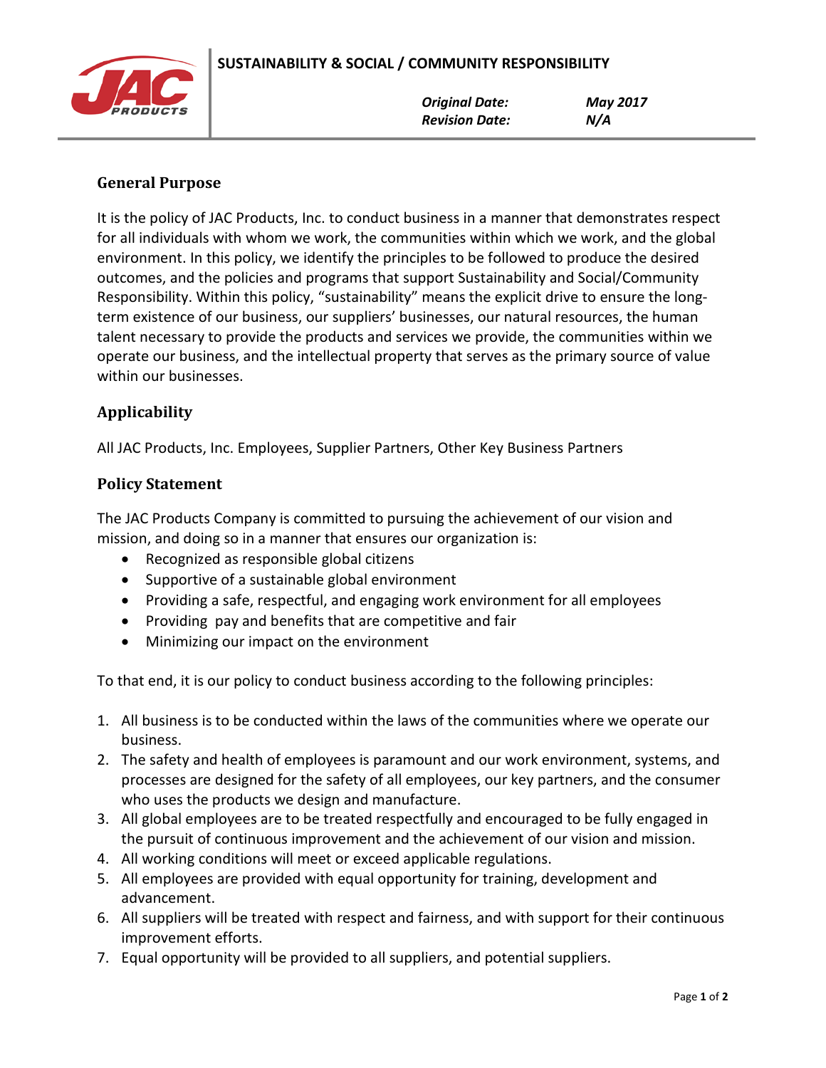# SUSTAINABILITY & SOCIAL / COMMUNITY RESPONSIBILITY

***Original Date:*** ***May 2017***
***Revision Date:*** ***N/A***

## General Purpose

It is the policy of JAC Products, Inc. to conduct business in a manner that demonstrates respect for all individuals with whom we work, the communities within which we work, and the global environment. In this policy, we identify the principles to be followed to produce the desired outcomes, and the policies and programs that support Sustainability and Social/Community Responsibility. Within this policy, "sustainability" means the explicit drive to ensure the long-term existence of our business, our suppliers' businesses, our natural resources, the human talent necessary to provide the products and services we provide, the communities within we operate our business, and the intellectual property that serves as the primary source of value within our businesses.

## Applicability

All JAC Products, Inc. Employees, Supplier Partners, Other Key Business Partners

## Policy Statement

The JAC Products Company is committed to pursuing the achievement of our vision and mission, and doing so in a manner that ensures our organization is:

- Recognized as responsible global citizens
- Supportive of a sustainable global environment
- Providing a safe, respectful, and engaging work environment for all employees
- Providing pay and benefits that are competitive and fair
- Minimizing our impact on the environment

To that end, it is our policy to conduct business according to the following principles:

1. All business is to be conducted within the laws of the communities where we operate our business.
2. The safety and health of employees is paramount and our work environment, systems, and processes are designed for the safety of all employees, our key partners, and the consumer who uses the products we design and manufacture.
3. All global employees are to be treated respectfully and encouraged to be fully engaged in the pursuit of continuous improvement and the achievement of our vision and mission.
4. All working conditions will meet or exceed applicable regulations.
5. All employees are provided with equal opportunity for training, development and advancement.
6. All suppliers will be treated with respect and fairness, and with support for their continuous improvement efforts.
7. Equal opportunity will be provided to all suppliers, and potential suppliers.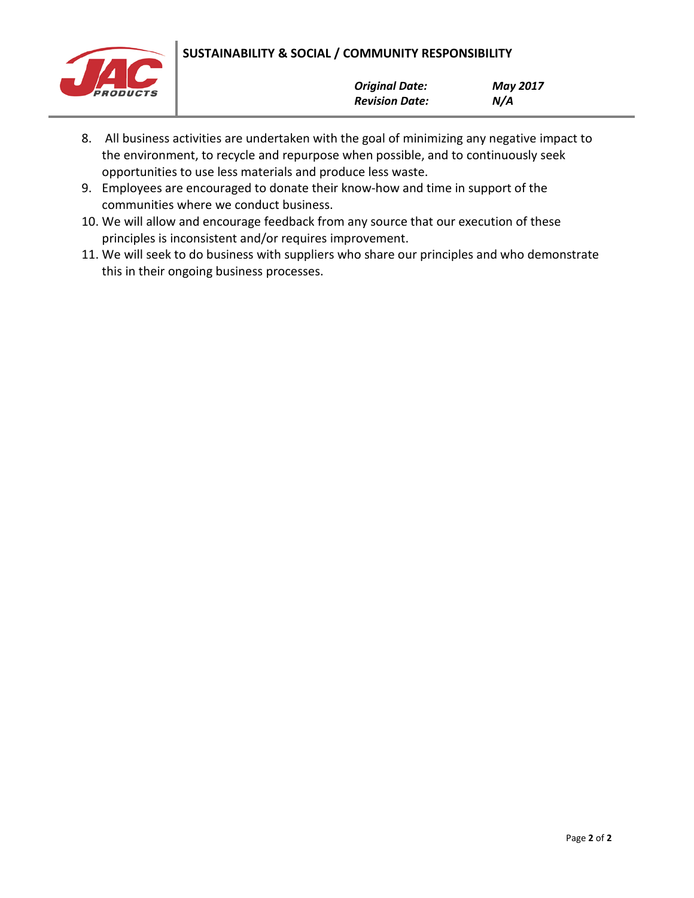8. All business activities are undertaken with the goal of minimizing any negative impact to the environment, to recycle and repurpose when possible, and to continuously seek opportunities to use less materials and produce less waste.
9. Employees are encouraged to donate their know-how and time in support of the communities where we conduct business.
10. We will allow and encourage feedback from any source that our execution of these principles is inconsistent and/or requires improvement.
11. We will seek to do business with suppliers who share our principles and who demonstrate this in their ongoing business processes.